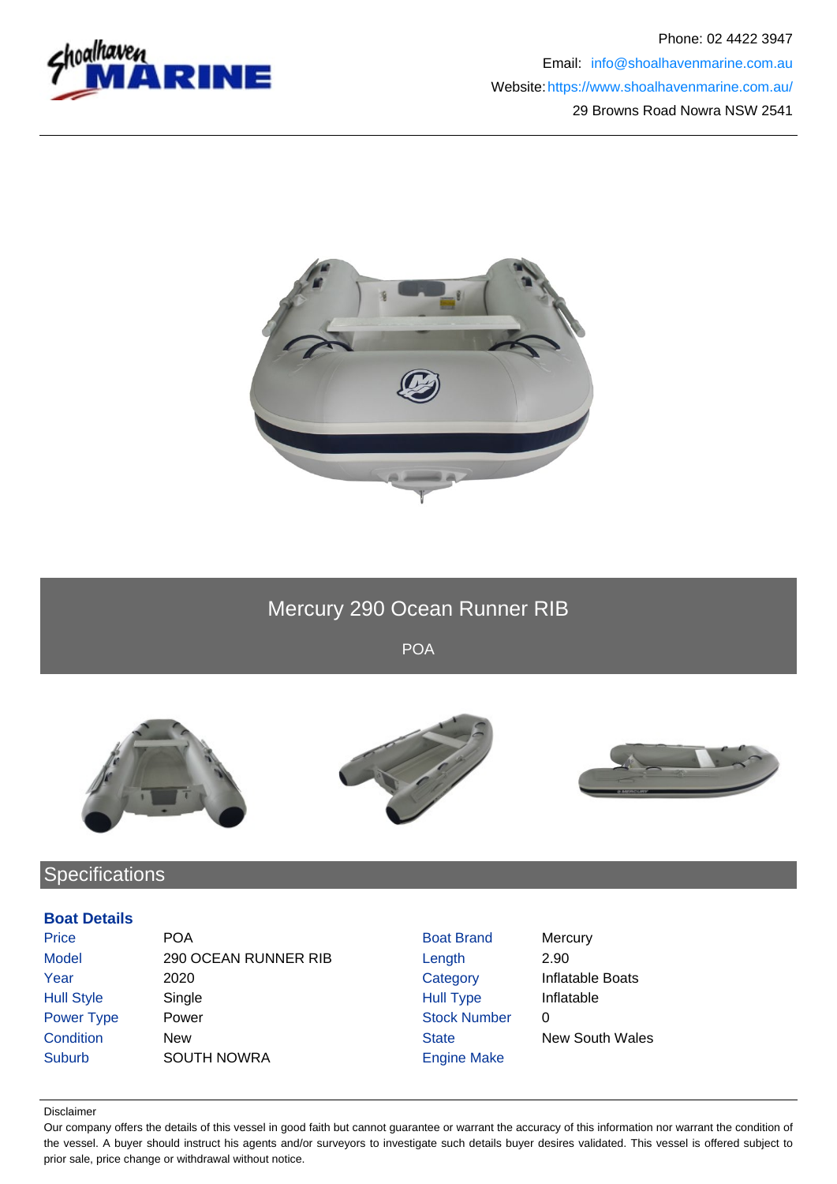Phone: 02 4422 3947

Email: info@shoalhavenmarine.com.au

Website: https://www.shoalhavenmarine.com.au/

29 Browns Road Nowra NSW 2541

# Mercury 290 Ocean Runner RIB

POA

## Specifications

### Boat Details

| | | | |
|---|---|---|---|
| Price | POA | Boat Brand | Mercury |
| Model | 290 OCEAN RUNNER RIB | Length | 2.90 |
| Year | 2020 | Category | Inflatable Boats |
| Hull Style | Single | Hull Type | Inflatable |
| Power Type | Power | Stock Number | 0 |
| Condition | New | State | New South Wales |
| Suburb | SOUTH NOWRA | Engine Make | |

Disclaimer

Our company offers the details of this vessel in good faith but cannot guarantee or warrant the accuracy of this information nor warrant the condition of the vessel. A buyer should instruct his agents and/or surveyors to investigate such details buyer desires validated. This vessel is offered subject to prior sale, price change or withdrawal without notice.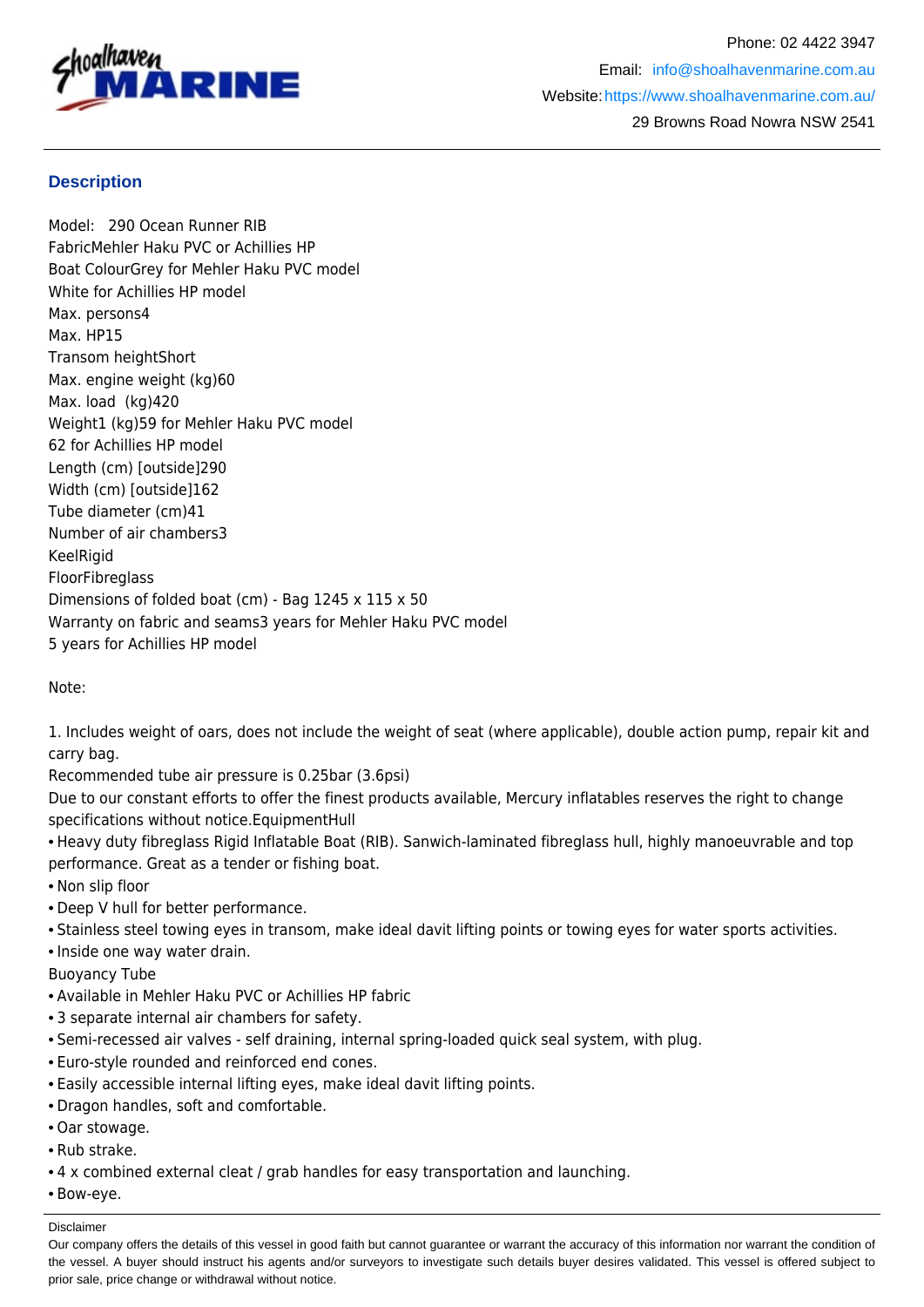## Description

Model:   290 Ocean Runner RIB
FabricMehler Haku PVC or Achillies HP
Boat ColourGrey for Mehler Haku PVC model
White for Achillies HP model
Max. persons4
Max. HP15
Transom heightShort
Max. engine weight (kg)60
Max. load  (kg)420
Weight1 (kg)59 for Mehler Haku PVC model
62 for Achillies HP model
Length (cm) [outside]290
Width (cm) [outside]162
Tube diameter (cm)41
Number of air chambers3
KeelRigid
FloorFibreglass
Dimensions of folded boat (cm) - Bag 1245 x 115 x 50
Warranty on fabric and seams3 years for Mehler Haku PVC model
5 years for Achillies HP model

Note:

1. Includes weight of oars, does not include the weight of seat (where applicable), double action pump, repair kit and carry bag.
Recommended tube air pressure is 0.25bar (3.6psi)
Due to our constant efforts to offer the finest products available, Mercury inflatables reserves the right to change specifications without notice.EquipmentHull
• Heavy duty fibreglass Rigid Inflatable Boat (RIB). Sanwich-laminated fibreglass hull, highly manoeuvrable and top performance. Great as a tender or fishing boat.
• Non slip floor
• Deep V hull for better performance.
• Stainless steel towing eyes in transom, make ideal davit lifting points or towing eyes for water sports activities.
• Inside one way water drain.
Buoyancy Tube
• Available in Mehler Haku PVC or Achillies HP fabric
• 3 separate internal air chambers for safety.
• Semi-recessed air valves - self draining, internal spring-loaded quick seal system, with plug.
• Euro-style rounded and reinforced end cones.
• Easily accessible internal lifting eyes, make ideal davit lifting points.
• Dragon handles, soft and comfortable.
• Oar stowage.
• Rub strake.
• 4 x combined external cleat / grab handles for easy transportation and launching.
• Bow-eye.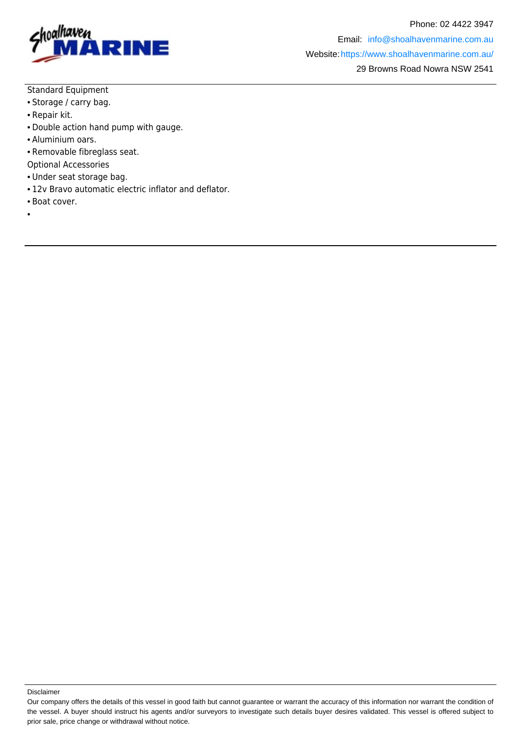Standard Equipment

- Storage / carry bag.
- Repair kit.
- Double action hand pump with gauge.
- Aluminium oars.
- Removable fibreglass seat.

Optional Accessories

- Under seat storage bag.
- 12v Bravo automatic electric inflator and deflator.
- Boat cover.

Disclaimer

Our company offers the details of this vessel in good faith but cannot guarantee or warrant the accuracy of this information nor warrant the condition of the vessel. A buyer should instruct his agents and/or surveyors to investigate such details buyer desires validated. This vessel is offered subject to prior sale, price change or withdrawal without notice.